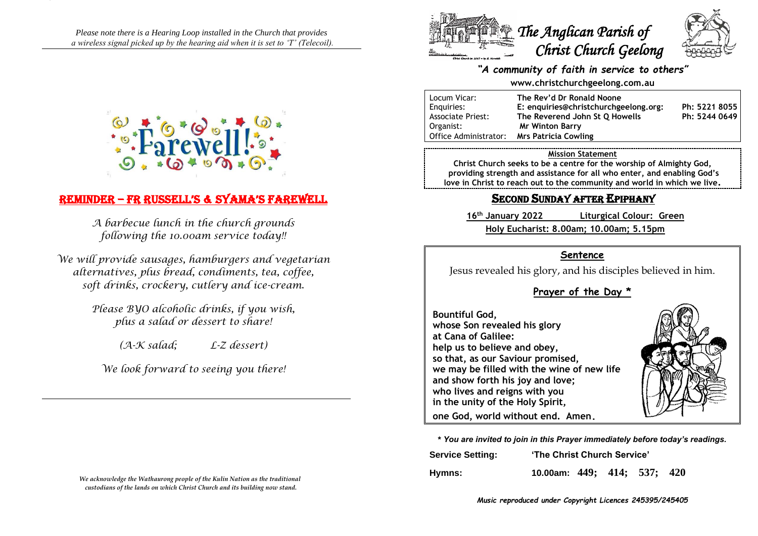*Please note there is a Hearing Loop installed in the Church that provides a wireless signal picked up by the hearing aid when it is set to 'T' (Telecoil).*

Farewell!

## REMINDER – FR RUSSELL'S & SYAMA'S FAREWELL

*A barbecue lunch in the church grounds following the 10.00am service today!!*

*We will provide sausages, hamburgers and vegetarian alternatives, plus bread, condiments, tea, coffee, soft drinks, crockery, cutlery and ice-cream.*

*Please BYO alcoholic drinks, if you wish, plus a salad or dessert to share!*

*(A-K salad; L-Z dessert)*

*We look forward to seeing you there!*

*We acknowledge the Wathaurong people of the Kulin Nation as the traditional custodians of the lands on which Christ Church and its building now stand.*

# The Anglican Parish of Christ Church Geelong

***"A community of faith in service to others"***

**www.christchurchgeelong.com.au**

| | | |
|---|---|---|
| Locum Vicar: | **The Rev'd Dr Ronald Noone** | |
| Enquiries: | **E: enquiries@christchurchgeelong.org:** | **Ph: 5221 8055** |
| Associate Priest: | **The Reverend John St Q Howells** | **Ph: 5244 0649** |
| Organist: | **Mr Winton Barry** | |
| Office Administrator: | **Mrs Patricia Cowling** | |

**Mission Statement**

**Christ Church seeks to be a centre for the worship of Almighty God, providing strength and assistance for all who enter, and enabling God's love in Christ to reach out to the community and world in which we live.**

## SECOND SUNDAY AFTER EPIPHANY

**16th January 2022 Liturgical Colour: Green**

**Holy Eucharist: 8.00am; 10.00am; 5.15pm**

### Sentence

Jesus revealed his glory, and his disciples believed in him.

### Prayer of the Day *

**Bountiful God,**
**whose Son revealed his glory**
**at Cana of Galilee:**
**help us to believe and obey,**
**so that, as our Saviour promised,**
**we may be filled with the wine of new life**
**and show forth his joy and love;**
**who lives and reigns with you**
**in the unity of the Holy Spirit,**
**one God, world without end. Amen.**

***\* You are invited to join in this Prayer immediately before today's readings.***

**Service Setting:** **'The Christ Church Service'**

**Hymns:** **10.00am: 449; 414; 537; 420**

***Music reproduced under Copyright Licences 245395/245405***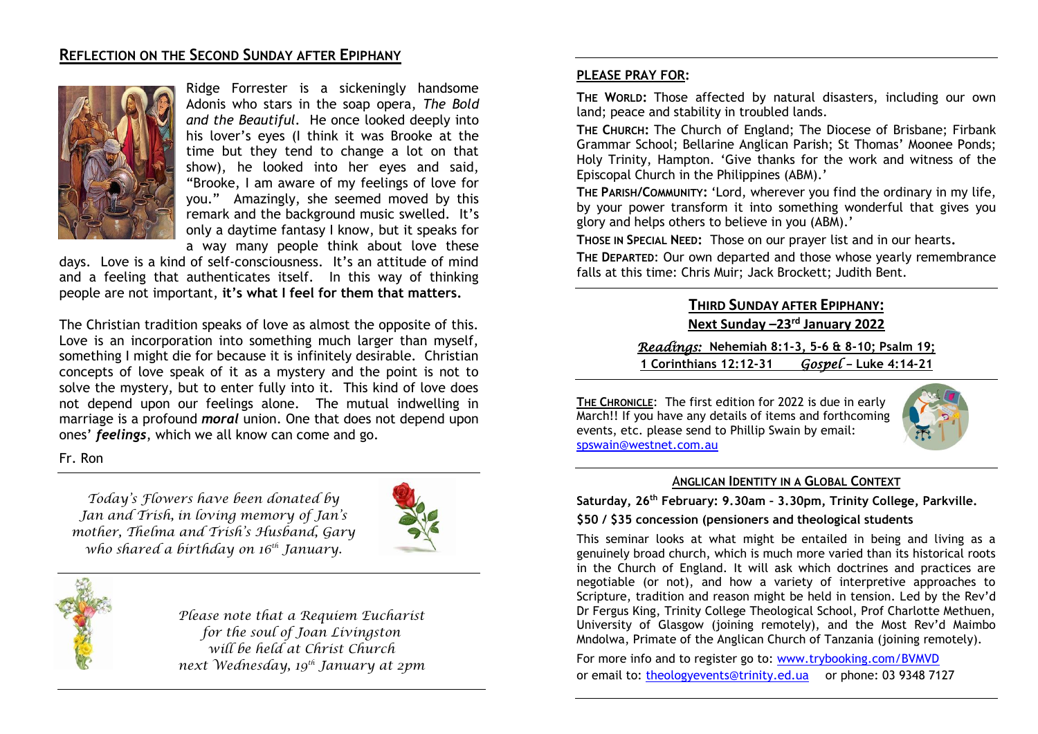## REFLECTION ON THE SECOND SUNDAY AFTER EPIPHANY

Ridge Forrester is a sickeningly handsome Adonis who stars in the soap opera, *The Bold and the Beautiful*. He once looked deeply into his lover's eyes (I think it was Brooke at the time but they tend to change a lot on that show), he looked into her eyes and said, "Brooke, I am aware of my feelings of love for you." Amazingly, she seemed moved by this remark and the background music swelled. It's only a daytime fantasy I know, but it speaks for a way many people think about love these days. Love is a kind of self-consciousness. It's an attitude of mind and a feeling that authenticates itself. In this way of thinking people are not important, **it's what I feel for them that matters.**

The Christian tradition speaks of love as almost the opposite of this. Love is an incorporation into something much larger than myself, something I might die for because it is infinitely desirable. Christian concepts of love speak of it as a mystery and the point is not to solve the mystery, but to enter fully into it. This kind of love does not depend upon our feelings alone. The mutual indwelling in marriage is a profound ***moral*** union. One that does not depend upon ones' ***feelings***, which we all know can come and go.

Fr. Ron

*Today's Flowers have been donated by Jan and Trish, in loving memory of Jan's mother, Thelma and Trish's Husband, Gary who shared a birthday on 16th January.*

*Please note that a Requiem Eucharist for the soul of Joan Livingston will be held at Christ Church next Wednesday, 19th January at 2pm*

---

## PLEASE PRAY FOR:

**THE WORLD:** Those affected by natural disasters, including our own land; peace and stability in troubled lands.

**THE CHURCH:** The Church of England; The Diocese of Brisbane; Firbank Grammar School; Bellarine Anglican Parish; St Thomas' Moonee Ponds; Holy Trinity, Hampton. 'Give thanks for the work and witness of the Episcopal Church in the Philippines (ABM).'

**THE PARISH/COMMUNITY:** 'Lord, wherever you find the ordinary in my life, by your power transform it into something wonderful that gives you glory and helps others to believe in you (ABM).'

**THOSE IN SPECIAL NEED:** Those on our prayer list and in our hearts.

**THE DEPARTED**: Our own departed and those whose yearly remembrance falls at this time: Chris Muir; Jack Brockett; Judith Bent.

## THIRD SUNDAY AFTER EPIPHANY:
## Next Sunday –23rd January 2022

***Readings:*** **Nehemiah 8:1-3, 5-6 & 8-10; Psalm 19; 1 Corinthians 12:12-31** ***Gospel*** **– Luke 4:14-21**

**THE CHRONICLE**: The first edition for 2022 is due in early March!! If you have any details of items and forthcoming events, etc. please send to Phillip Swain by email: spswain@westnet.com.au

### ANGLICAN IDENTITY IN A GLOBAL CONTEXT

**Saturday, 26th February: 9.30am – 3.30pm, Trinity College, Parkville.**

**$50 / $35 concession (pensioners and theological students**

This seminar looks at what might be entailed in being and living as a genuinely broad church, which is much more varied than its historical roots in the Church of England. It will ask which doctrines and practices are negotiable (or not), and how a variety of interpretive approaches to Scripture, tradition and reason might be held in tension. Led by the Rev'd Dr Fergus King, Trinity College Theological School, Prof Charlotte Methuen, University of Glasgow (joining remotely), and the Most Rev'd Maimbo Mndolwa, Primate of the Anglican Church of Tanzania (joining remotely).

For more info and to register go to: www.trybooking.com/BVMVD
or email to: theologyevents@trinity.ed.ua or phone: 03 9348 7127